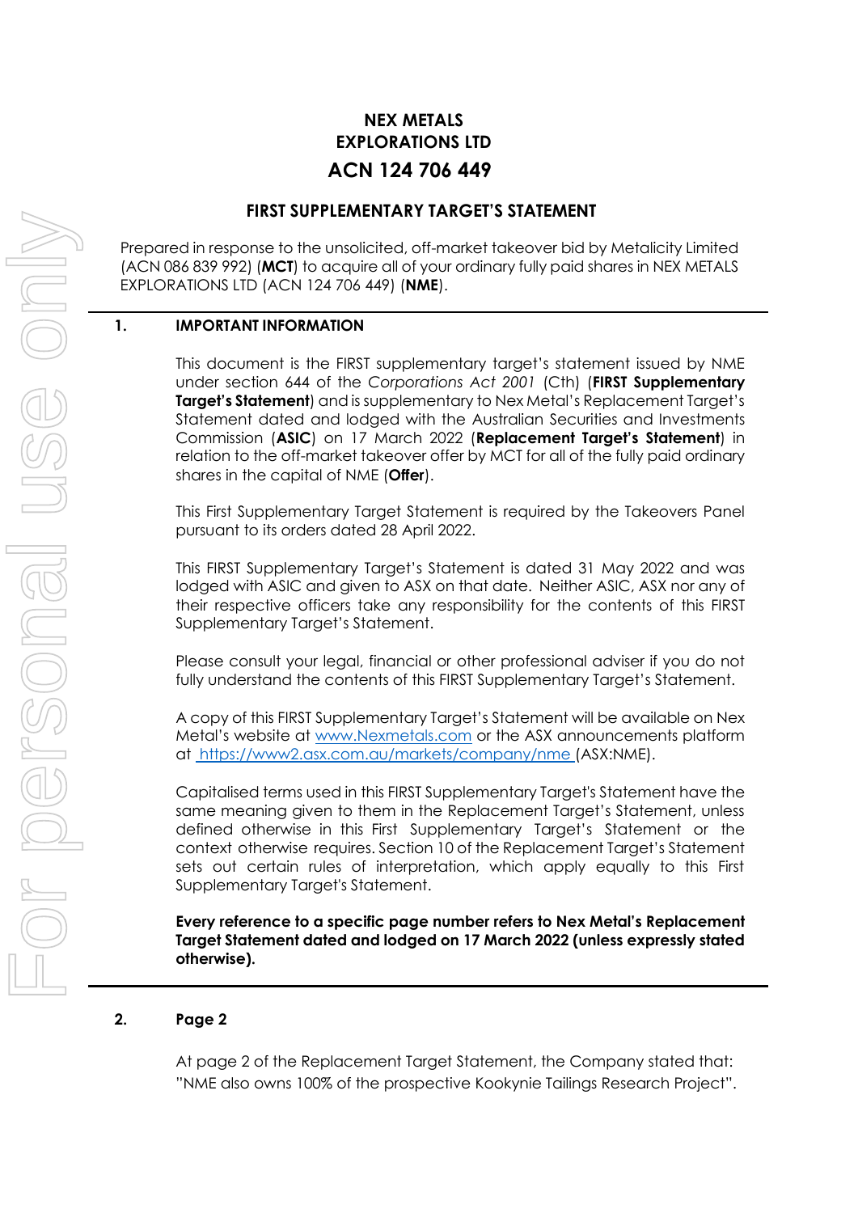# NEX METALS EXPLORATIONS LTD

# ACN 124 706 449

## FIRST SUPPLEMENTARY TARGET'S STATEMENT

Prepared in response to the unsolicited, off-market takeover bid by Metalicity Limited (ACN 086 839 992) (**MCT**) to acquire all of your ordinary fully paid shares in NEX METALS EXPLORATIONS LTD (ACN 124 706 449) (**NME**).

## 1. IMPORTANT INFORMATION

This document is the FIRST supplementary target's statement issued by NME under section 644 of the *Corporations Act 2001* (Cth) (**FIRST Supplementary Target's Statement**) and is supplementary to Nex Metal's Replacement Target's Statement dated and lodged with the Australian Securities and Investments Commission (**ASIC**) on 17 March 2022 (**Replacement Target's Statement**) in relation to the off-market takeover offer by MCT for all of the fully paid ordinary shares in the capital of NME (**Offer**).

This First Supplementary Target Statement is required by the Takeovers Panel pursuant to its orders dated 28 April 2022.

This FIRST Supplementary Target's Statement is dated 31 May 2022 and was lodged with ASIC and given to ASX on that date. Neither ASIC, ASX nor any of their respective officers take any responsibility for the contents of this FIRST Supplementary Target's Statement.

Please consult your legal, financial or other professional adviser if you do not fully understand the contents of this FIRST Supplementary Target's Statement.

A copy of this FIRST Supplementary Target's Statement will be available on Nex Metal's website at www.Nexmetals.com or the ASX announcements platform at https://www2.asx.com.au/markets/company/nme (ASX:NME).

Capitalised terms used in this FIRST Supplementary Target's Statement have the same meaning given to them in the Replacement Target's Statement, unless defined otherwise in this First Supplementary Target's Statement or the context otherwise requires. Section 10 of the Replacement Target's Statement sets out certain rules of interpretation, which apply equally to this First Supplementary Target's Statement.

**Every reference to a specific page number refers to Nex Metal's Replacement Target Statement dated and lodged on 17 March 2022 (unless expressly stated otherwise).**

## 2. Page 2

At page 2 of the Replacement Target Statement, the Company stated that: "NME also owns 100% of the prospective Kookynie Tailings Research Project".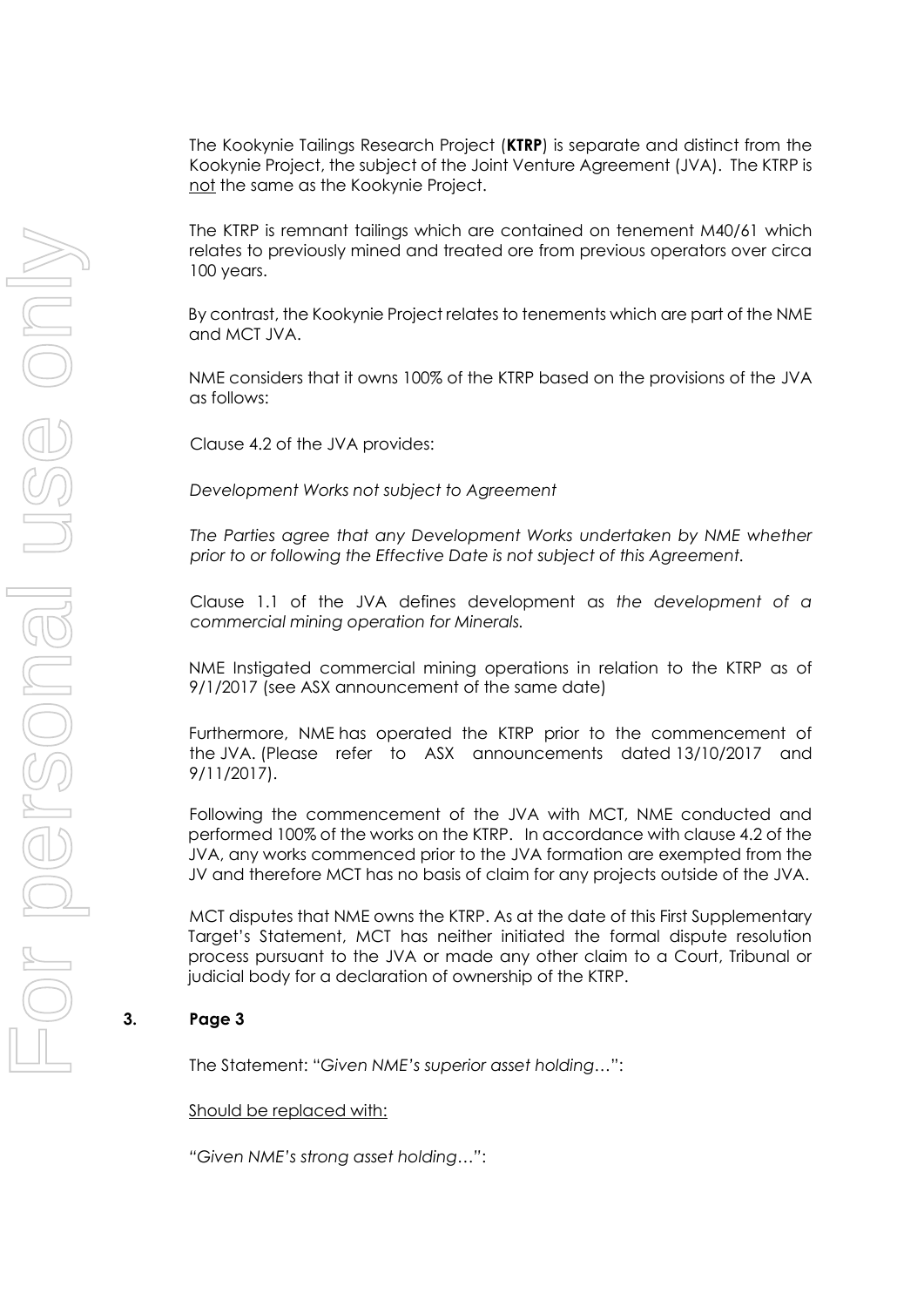The Kookynie Tailings Research Project (**KTRP**) is separate and distinct from the Kookynie Project, the subject of the Joint Venture Agreement (JVA). The KTRP is <u>not</u> the same as the Kookynie Project.

The KTRP is remnant tailings which are contained on tenement M40/61 which relates to previously mined and treated ore from previous operators over circa 100 years.

By contrast, the Kookynie Project relates to tenements which are part of the NME and MCT JVA.

NME considers that it owns 100% of the KTRP based on the provisions of the JVA as follows:

Clause 4.2 of the JVA provides:

*Development Works not subject to Agreement*

*The Parties agree that any Development Works undertaken by NME whether prior to or following the Effective Date is not subject of this Agreement.*

Clause 1.1 of the JVA defines development as *the development of a commercial mining operation for Minerals.*

NME Instigated commercial mining operations in relation to the KTRP as of 9/1/2017 (see ASX announcement of the same date)

Furthermore, NME has operated the KTRP prior to the commencement of the JVA. (Please refer to ASX announcements dated 13/10/2017 and 9/11/2017).

Following the commencement of the JVA with MCT, NME conducted and performed 100% of the works on the KTRP. In accordance with clause 4.2 of the JVA, any works commenced prior to the JVA formation are exempted from the JV and therefore MCT has no basis of claim for any projects outside of the JVA.

MCT disputes that NME owns the KTRP. As at the date of this First Supplementary Target's Statement, MCT has neither initiated the formal dispute resolution process pursuant to the JVA or made any other claim to a Court, Tribunal or judicial body for a declaration of ownership of the KTRP.

### 3. Page 3

The Statement: "*Given NME's superior asset holding…*":

<u>Should be replaced with:</u>

"*Given NME's strong asset holding…*":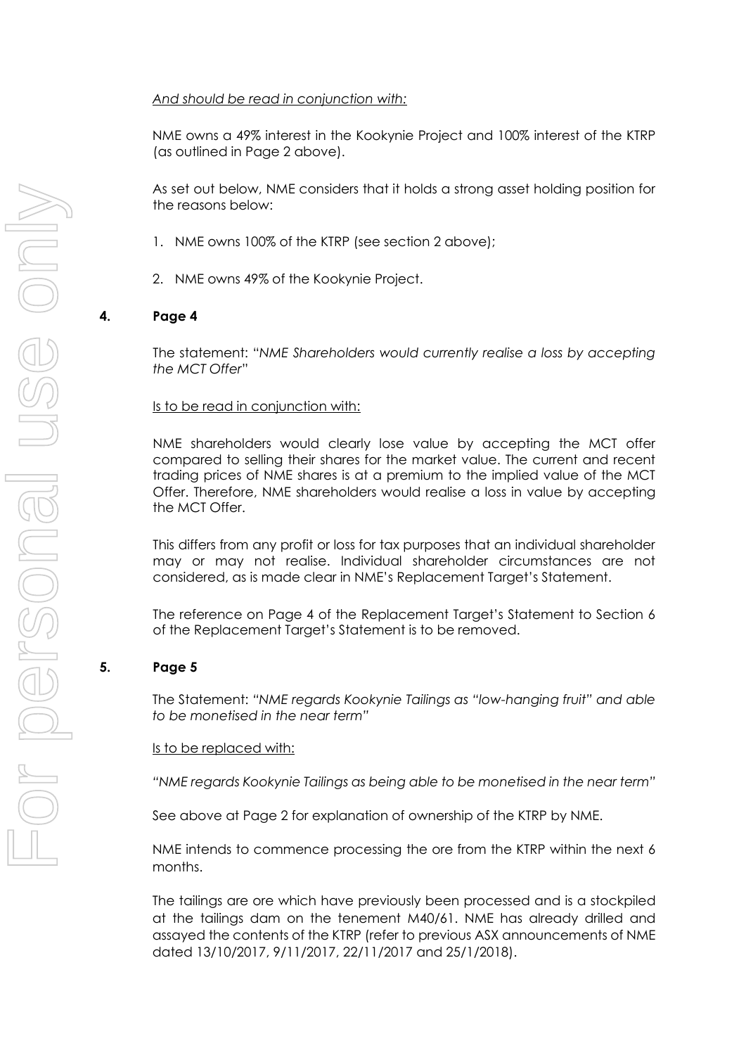*And should be read in conjunction with:*

NME owns a 49% interest in the Kookynie Project and 100% interest of the KTRP (as outlined in Page 2 above).

As set out below, NME considers that it holds a strong asset holding position for the reasons below:

1. NME owns 100% of the KTRP (see section 2 above);
2. NME owns 49% of the Kookynie Project.

## 4. Page 4

The statement: "*NME Shareholders would currently realise a loss by accepting the MCT Offer*"

Is to be read in conjunction with:

NME shareholders would clearly lose value by accepting the MCT offer compared to selling their shares for the market value. The current and recent trading prices of NME shares is at a premium to the implied value of the MCT Offer. Therefore, NME shareholders would realise a loss in value by accepting the MCT Offer.

This differs from any profit or loss for tax purposes that an individual shareholder may or may not realise. Individual shareholder circumstances are not considered, as is made clear in NME's Replacement Target's Statement.

The reference on Page 4 of the Replacement Target's Statement to Section 6 of the Replacement Target's Statement is to be removed.

## 5. Page 5

The Statement: *"NME regards Kookynie Tailings as "low-hanging fruit" and able to be monetised in the near term"*

Is to be replaced with:

*"NME regards Kookynie Tailings as being able to be monetised in the near term"*

See above at Page 2 for explanation of ownership of the KTRP by NME.

NME intends to commence processing the ore from the KTRP within the next 6 months.

The tailings are ore which have previously been processed and is a stockpiled at the tailings dam on the tenement M40/61. NME has already drilled and assayed the contents of the KTRP (refer to previous ASX announcements of NME dated 13/10/2017, 9/11/2017, 22/11/2017 and 25/1/2018).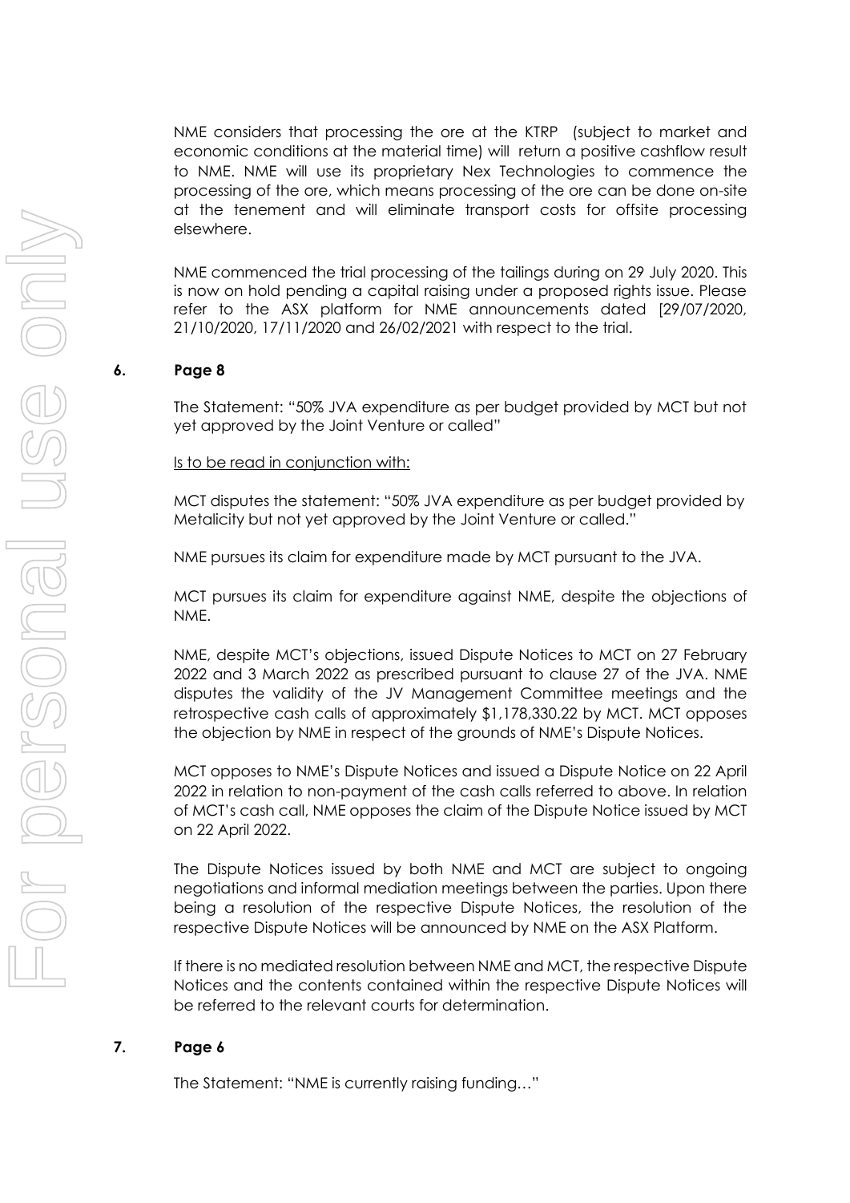NME considers that processing the ore at the KTRP (subject to market and economic conditions at the material time) will return a positive cashflow result to NME. NME will use its proprietary Nex Technologies to commence the processing of the ore, which means processing of the ore can be done on-site at the tenement and will eliminate transport costs for offsite processing elsewhere.

NME commenced the trial processing of the tailings during on 29 July 2020. This is now on hold pending a capital raising under a proposed rights issue. Please refer to the ASX platform for NME announcements dated [29/07/2020, 21/10/2020, 17/11/2020 and 26/02/2021 with respect to the trial.

**6. Page 8**

The Statement: "50% JVA expenditure as per budget provided by MCT but not yet approved by the Joint Venture or called"

Is to be read in conjunction with:

MCT disputes the statement: "50% JVA expenditure as per budget provided by Metalicity but not yet approved by the Joint Venture or called."

NME pursues its claim for expenditure made by MCT pursuant to the JVA.

MCT pursues its claim for expenditure against NME, despite the objections of NME.

NME, despite MCT's objections, issued Dispute Notices to MCT on 27 February 2022 and 3 March 2022 as prescribed pursuant to clause 27 of the JVA. NME disputes the validity of the JV Management Committee meetings and the retrospective cash calls of approximately $1,178,330.22 by MCT. MCT opposes the objection by NME in respect of the grounds of NME's Dispute Notices.

MCT opposes to NME's Dispute Notices and issued a Dispute Notice on 22 April 2022 in relation to non-payment of the cash calls referred to above. In relation of MCT's cash call, NME opposes the claim of the Dispute Notice issued by MCT on 22 April 2022.

The Dispute Notices issued by both NME and MCT are subject to ongoing negotiations and informal mediation meetings between the parties. Upon there being a resolution of the respective Dispute Notices, the resolution of the respective Dispute Notices will be announced by NME on the ASX Platform.

If there is no mediated resolution between NME and MCT, the respective Dispute Notices and the contents contained within the respective Dispute Notices will be referred to the relevant courts for determination.

**7. Page 6**

The Statement: "NME is currently raising funding…"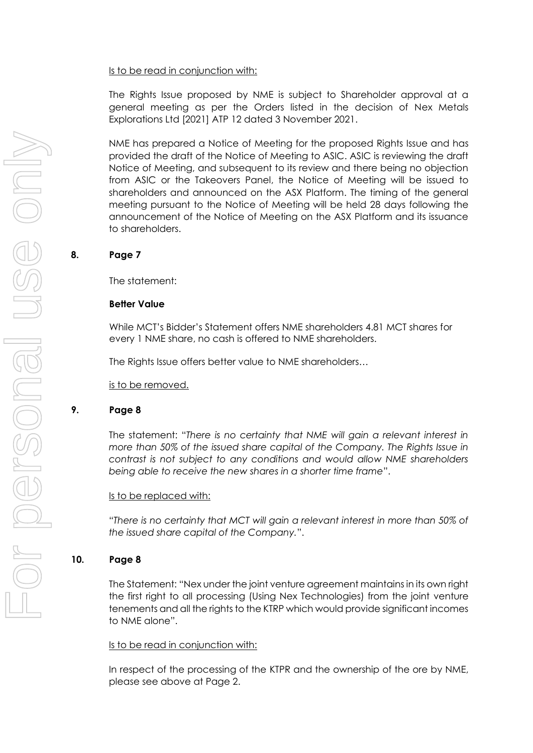Is to be read in conjunction with:

The Rights Issue proposed by NME is subject to Shareholder approval at a general meeting as per the Orders listed in the decision of Nex Metals Explorations Ltd [2021] ATP 12 dated 3 November 2021.

NME has prepared a Notice of Meeting for the proposed Rights Issue and has provided the draft of the Notice of Meeting to ASIC. ASIC is reviewing the draft Notice of Meeting, and subsequent to its review and there being no objection from ASIC or the Takeovers Panel, the Notice of Meeting will be issued to shareholders and announced on the ASX Platform. The timing of the general meeting pursuant to the Notice of Meeting will be held 28 days following the announcement of the Notice of Meeting on the ASX Platform and its issuance to shareholders.

**8. Page 7**

The statement:

**Better Value**

While MCT's Bidder's Statement offers NME shareholders 4.81 MCT shares for every 1 NME share, no cash is offered to NME shareholders.

The Rights Issue offers better value to NME shareholders…

is to be removed.

**9. Page 8**

The statement: "*There is no certainty that NME will gain a relevant interest in more than 50% of the issued share capital of the Company. The Rights Issue in contrast is not subject to any conditions and would allow NME shareholders being able to receive the new shares in a shorter time frame*".

Is to be replaced with:

"*There is no certainty that MCT will gain a relevant interest in more than 50% of the issued share capital of the Company.*".

**10. Page 8**

The Statement: "Nex under the joint venture agreement maintains in its own right the first right to all processing (Using Nex Technologies) from the joint venture tenements and all the rights to the KTRP which would provide significant incomes to NME alone".

Is to be read in conjunction with:

In respect of the processing of the KTPR and the ownership of the ore by NME, please see above at Page 2.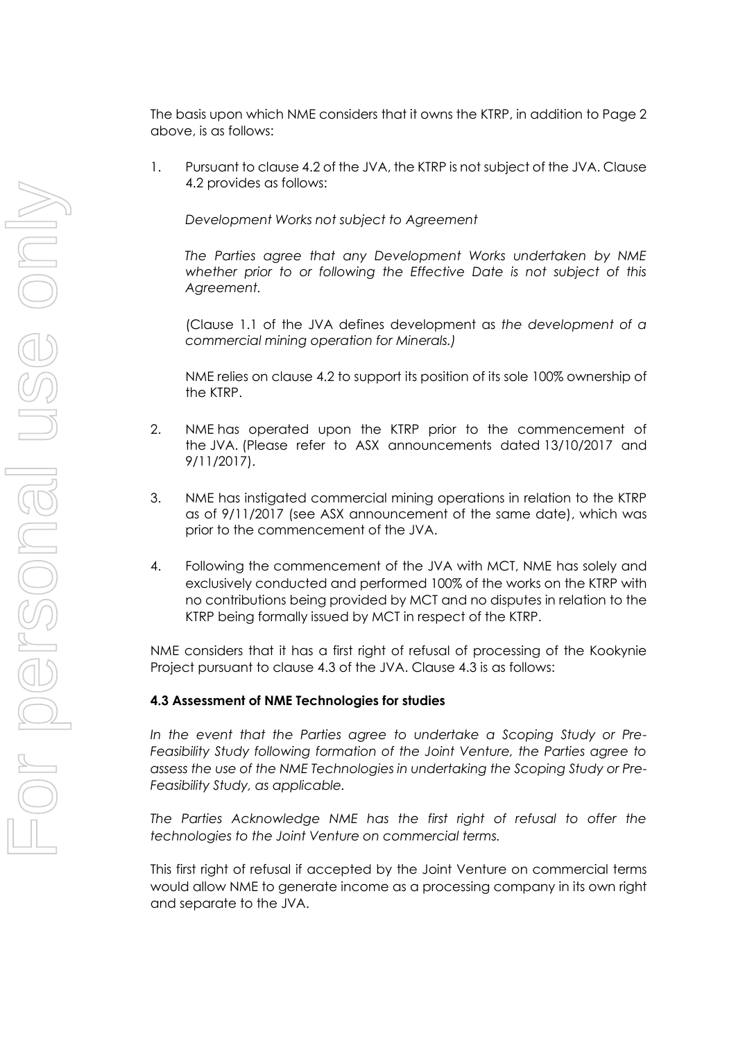The basis upon which NME considers that it owns the KTRP, in addition to Page 2 above, is as follows:

1. Pursuant to clause 4.2 of the JVA, the KTRP is not subject of the JVA. Clause 4.2 provides as follows:

   *Development Works not subject to Agreement*

   *The Parties agree that any Development Works undertaken by NME whether prior to or following the Effective Date is not subject of this Agreement.*

   (Clause 1.1 of the JVA defines development as *the development of a commercial mining operation for Minerals.)*

   NME relies on clause 4.2 to support its position of its sole 100% ownership of the KTRP.

2. NME has operated upon the KTRP prior to the commencement of the JVA. (Please refer to ASX announcements dated 13/10/2017 and 9/11/2017).

3. NME has instigated commercial mining operations in relation to the KTRP as of 9/11/2017 (see ASX announcement of the same date), which was prior to the commencement of the JVA.

4. Following the commencement of the JVA with MCT, NME has solely and exclusively conducted and performed 100% of the works on the KTRP with no contributions being provided by MCT and no disputes in relation to the KTRP being formally issued by MCT in respect of the KTRP.

NME considers that it has a first right of refusal of processing of the Kookynie Project pursuant to clause 4.3 of the JVA. Clause 4.3 is as follows:

**4.3 Assessment of NME Technologies for studies**

*In the event that the Parties agree to undertake a Scoping Study or Pre-Feasibility Study following formation of the Joint Venture, the Parties agree to assess the use of the NME Technologies in undertaking the Scoping Study or Pre-Feasibility Study, as applicable.*

*The Parties Acknowledge NME has the first right of refusal to offer the technologies to the Joint Venture on commercial terms.*

This first right of refusal if accepted by the Joint Venture on commercial terms would allow NME to generate income as a processing company in its own right and separate to the JVA.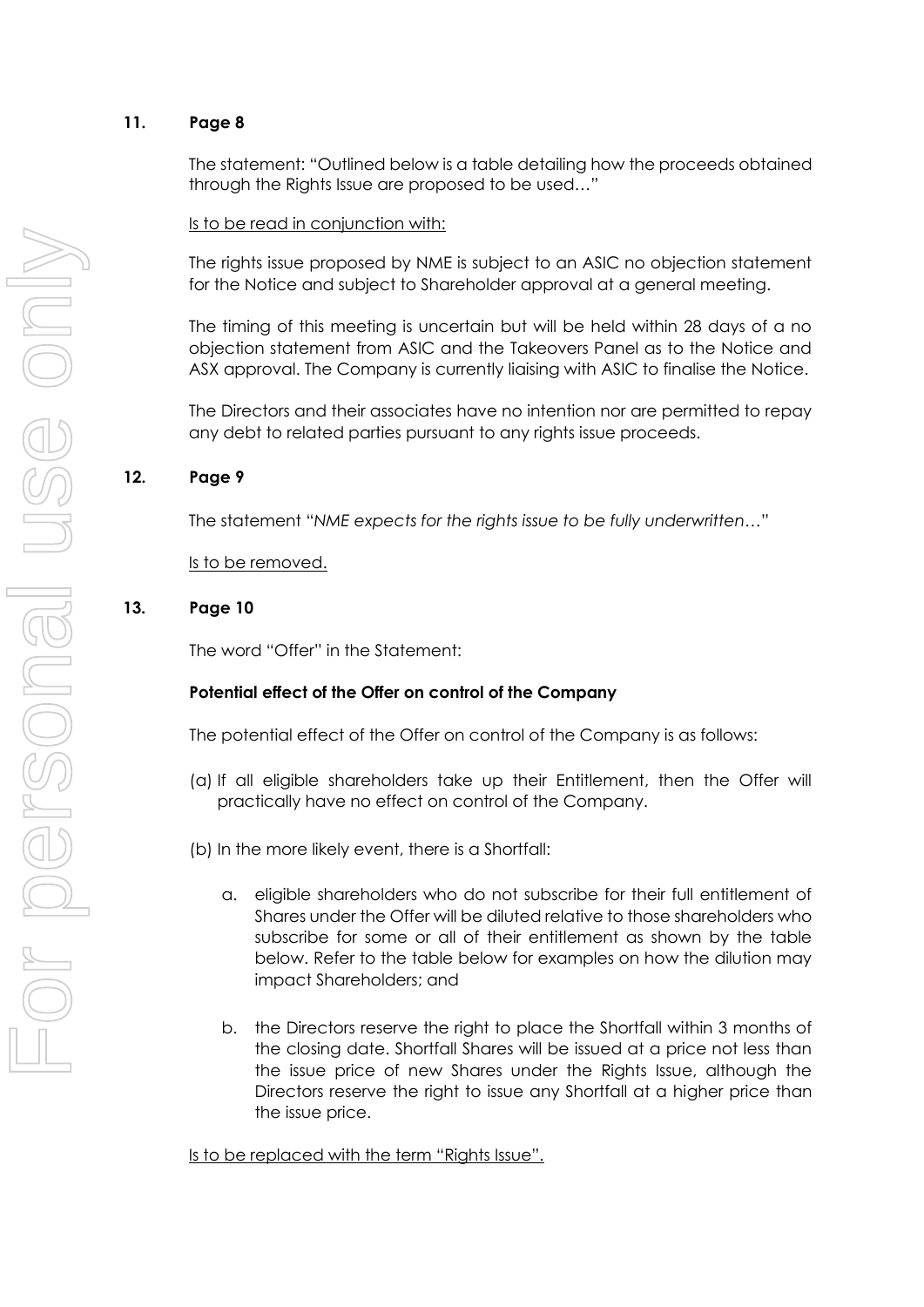## 11. Page 8

The statement: "Outlined below is a table detailing how the proceeds obtained through the Rights Issue are proposed to be used…"

Is to be read in conjunction with:

The rights issue proposed by NME is subject to an ASIC no objection statement for the Notice and subject to Shareholder approval at a general meeting.

The timing of this meeting is uncertain but will be held within 28 days of a no objection statement from ASIC and the Takeovers Panel as to the Notice and ASX approval. The Company is currently liaising with ASIC to finalise the Notice.

The Directors and their associates have no intention nor are permitted to repay any debt to related parties pursuant to any rights issue proceeds.

## 12. Page 9

The statement "*NME expects for the rights issue to be fully underwritten…*"

Is to be removed.

## 13. Page 10

The word "Offer" in the Statement:

**Potential effect of the Offer on control of the Company**

The potential effect of the Offer on control of the Company is as follows:

(a) If all eligible shareholders take up their Entitlement, then the Offer will practically have no effect on control of the Company.

(b) In the more likely event, there is a Shortfall:

  a. eligible shareholders who do not subscribe for their full entitlement of Shares under the Offer will be diluted relative to those shareholders who subscribe for some or all of their entitlement as shown by the table below. Refer to the table below for examples on how the dilution may impact Shareholders; and

  b. the Directors reserve the right to place the Shortfall within 3 months of the closing date. Shortfall Shares will be issued at a price not less than the issue price of new Shares under the Rights Issue, although the Directors reserve the right to issue any Shortfall at a higher price than the issue price.

Is to be replaced with the term "Rights Issue".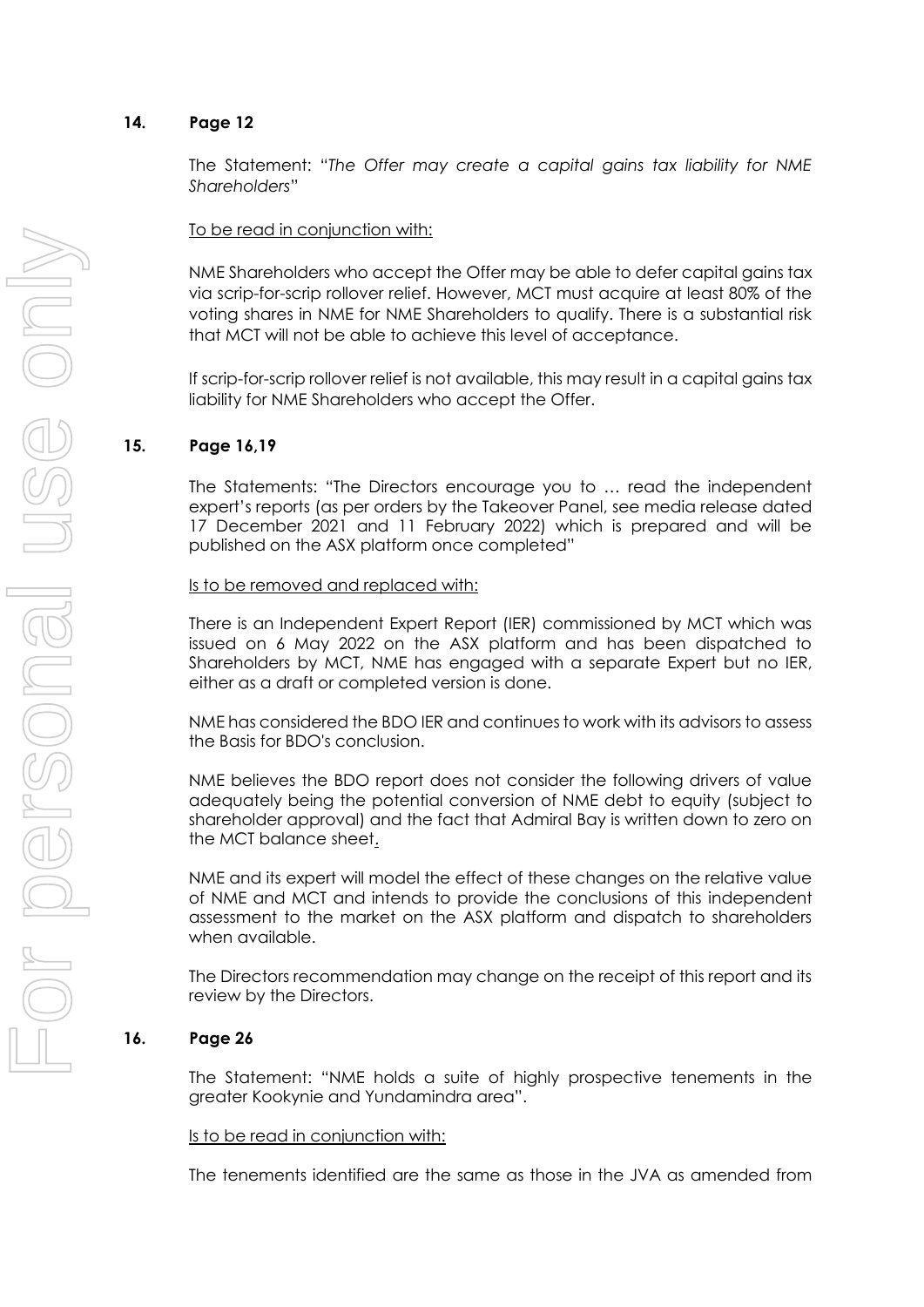**14. Page 12**

The Statement: "*The Offer may create a capital gains tax liability for NME Shareholders*"

To be read in conjunction with:

NME Shareholders who accept the Offer may be able to defer capital gains tax via scrip-for-scrip rollover relief. However, MCT must acquire at least 80% of the voting shares in NME for NME Shareholders to qualify. There is a substantial risk that MCT will not be able to achieve this level of acceptance.

If scrip-for-scrip rollover relief is not available, this may result in a capital gains tax liability for NME Shareholders who accept the Offer.

**15. Page 16,19**

The Statements: "The Directors encourage you to … read the independent expert's reports (as per orders by the Takeover Panel, see media release dated 17 December 2021 and 11 February 2022) which is prepared and will be published on the ASX platform once completed"

Is to be removed and replaced with:

There is an Independent Expert Report (IER) commissioned by MCT which was issued on 6 May 2022 on the ASX platform and has been dispatched to Shareholders by MCT, NME has engaged with a separate Expert but no IER, either as a draft or completed version is done.

NME has considered the BDO IER and continues to work with its advisors to assess the Basis for BDO's conclusion.

NME believes the BDO report does not consider the following drivers of value adequately being the potential conversion of NME debt to equity (subject to shareholder approval) and the fact that Admiral Bay is written down to zero on the MCT balance sheet.

NME and its expert will model the effect of these changes on the relative value of NME and MCT and intends to provide the conclusions of this independent assessment to the market on the ASX platform and dispatch to shareholders when available.

The Directors recommendation may change on the receipt of this report and its review by the Directors.

**16. Page 26**

The Statement: "NME holds a suite of highly prospective tenements in the greater Kookynie and Yundamindra area".

Is to be read in conjunction with:

The tenements identified are the same as those in the JVA as amended from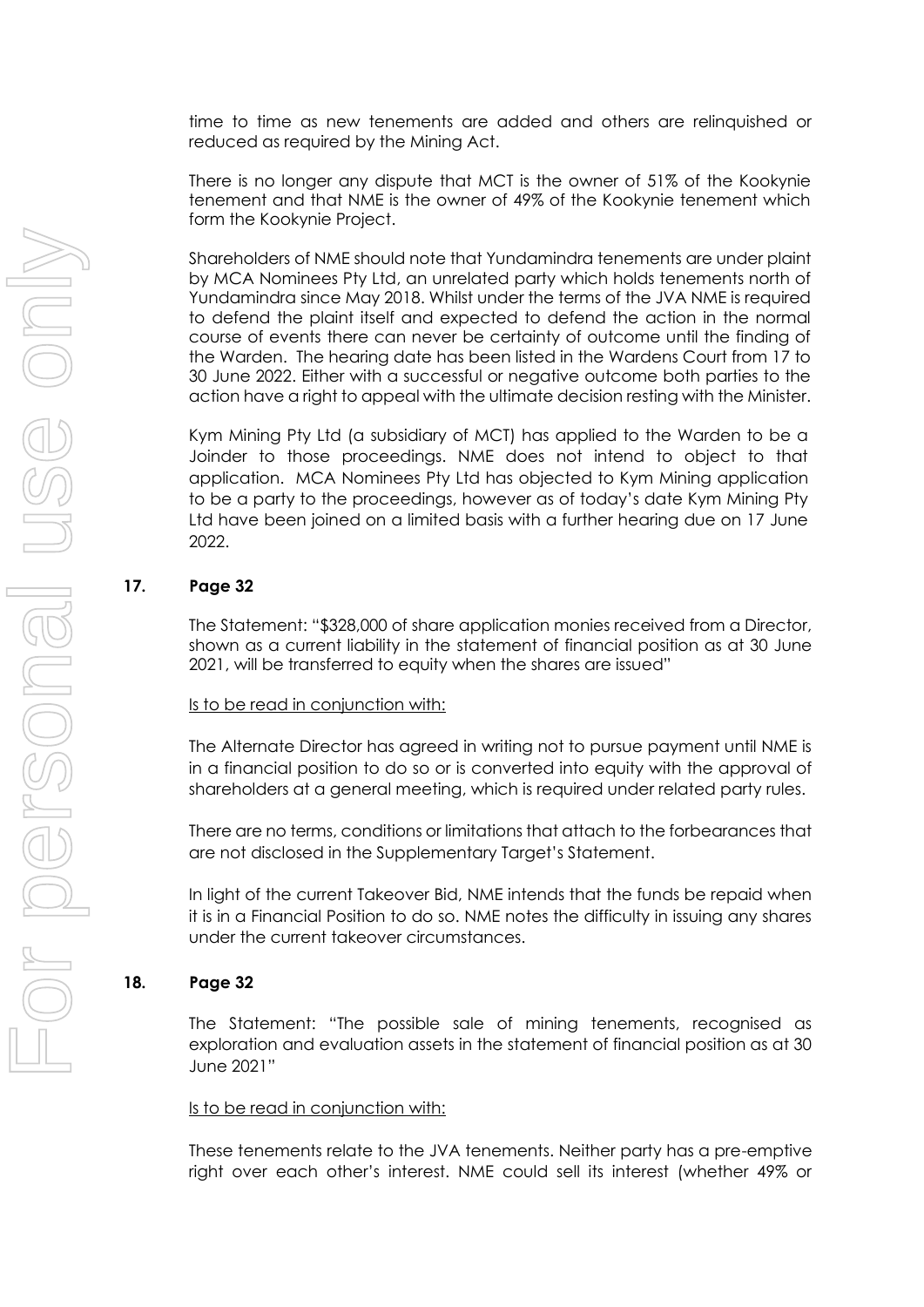time to time as new tenements are added and others are relinquished or reduced as required by the Mining Act.

There is no longer any dispute that MCT is the owner of 51% of the Kookynie tenement and that NME is the owner of 49% of the Kookynie tenement which form the Kookynie Project.

Shareholders of NME should note that Yundamindra tenements are under plaint by MCA Nominees Pty Ltd, an unrelated party which holds tenements north of Yundamindra since May 2018. Whilst under the terms of the JVA NME is required to defend the plaint itself and expected to defend the action in the normal course of events there can never be certainty of outcome until the finding of the Warden. The hearing date has been listed in the Wardens Court from 17 to 30 June 2022. Either with a successful or negative outcome both parties to the action have a right to appeal with the ultimate decision resting with the Minister.

Kym Mining Pty Ltd (a subsidiary of MCT) has applied to the Warden to be a Joinder to those proceedings. NME does not intend to object to that application. MCA Nominees Pty Ltd has objected to Kym Mining application to be a party to the proceedings, however as of today's date Kym Mining Pty Ltd have been joined on a limited basis with a further hearing due on 17 June 2022.

**17. Page 32**

The Statement: "$328,000 of share application monies received from a Director, shown as a current liability in the statement of financial position as at 30 June 2021, will be transferred to equity when the shares are issued"

Is to be read in conjunction with:

The Alternate Director has agreed in writing not to pursue payment until NME is in a financial position to do so or is converted into equity with the approval of shareholders at a general meeting, which is required under related party rules.

There are no terms, conditions or limitations that attach to the forbearances that are not disclosed in the Supplementary Target's Statement.

In light of the current Takeover Bid, NME intends that the funds be repaid when it is in a Financial Position to do so. NME notes the difficulty in issuing any shares under the current takeover circumstances.

**18. Page 32**

The Statement: "The possible sale of mining tenements, recognised as exploration and evaluation assets in the statement of financial position as at 30 June 2021"

Is to be read in conjunction with:

These tenements relate to the JVA tenements. Neither party has a pre-emptive right over each other's interest. NME could sell its interest (whether 49% or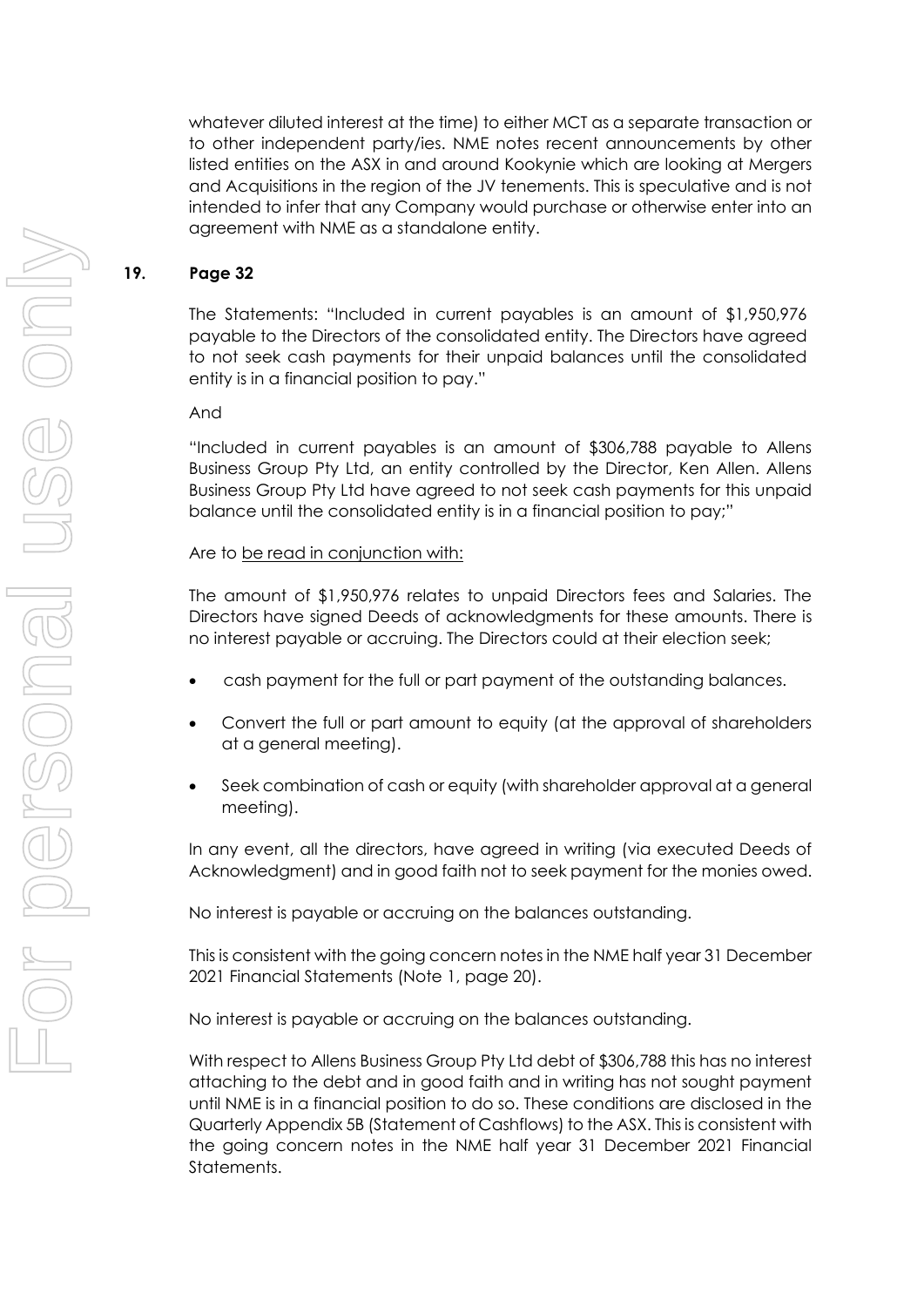whatever diluted interest at the time) to either MCT as a separate transaction or to other independent party/ies. NME notes recent announcements by other listed entities on the ASX in and around Kookynie which are looking at Mergers and Acquisitions in the region of the JV tenements. This is speculative and is not intended to infer that any Company would purchase or otherwise enter into an agreement with NME as a standalone entity.

## 19. Page 32

The Statements: "Included in current payables is an amount of $1,950,976 payable to the Directors of the consolidated entity. The Directors have agreed to not seek cash payments for their unpaid balances until the consolidated entity is in a financial position to pay."

And

"Included in current payables is an amount of $306,788 payable to Allens Business Group Pty Ltd, an entity controlled by the Director, Ken Allen. Allens Business Group Pty Ltd have agreed to not seek cash payments for this unpaid balance until the consolidated entity is in a financial position to pay;"

Are to <u>be read in conjunction with:</u>

The amount of $1,950,976 relates to unpaid Directors fees and Salaries. The Directors have signed Deeds of acknowledgments for these amounts. There is no interest payable or accruing. The Directors could at their election seek;

- cash payment for the full or part payment of the outstanding balances.
- Convert the full or part amount to equity (at the approval of shareholders at a general meeting).
- Seek combination of cash or equity (with shareholder approval at a general meeting).

In any event, all the directors, have agreed in writing (via executed Deeds of Acknowledgment) and in good faith not to seek payment for the monies owed.

No interest is payable or accruing on the balances outstanding.

This is consistent with the going concern notes in the NME half year 31 December 2021 Financial Statements (Note 1, page 20).

No interest is payable or accruing on the balances outstanding.

With respect to Allens Business Group Pty Ltd debt of $306,788 this has no interest attaching to the debt and in good faith and in writing has not sought payment until NME is in a financial position to do so. These conditions are disclosed in the Quarterly Appendix 5B (Statement of Cashflows) to the ASX. This is consistent with the going concern notes in the NME half year 31 December 2021 Financial Statements.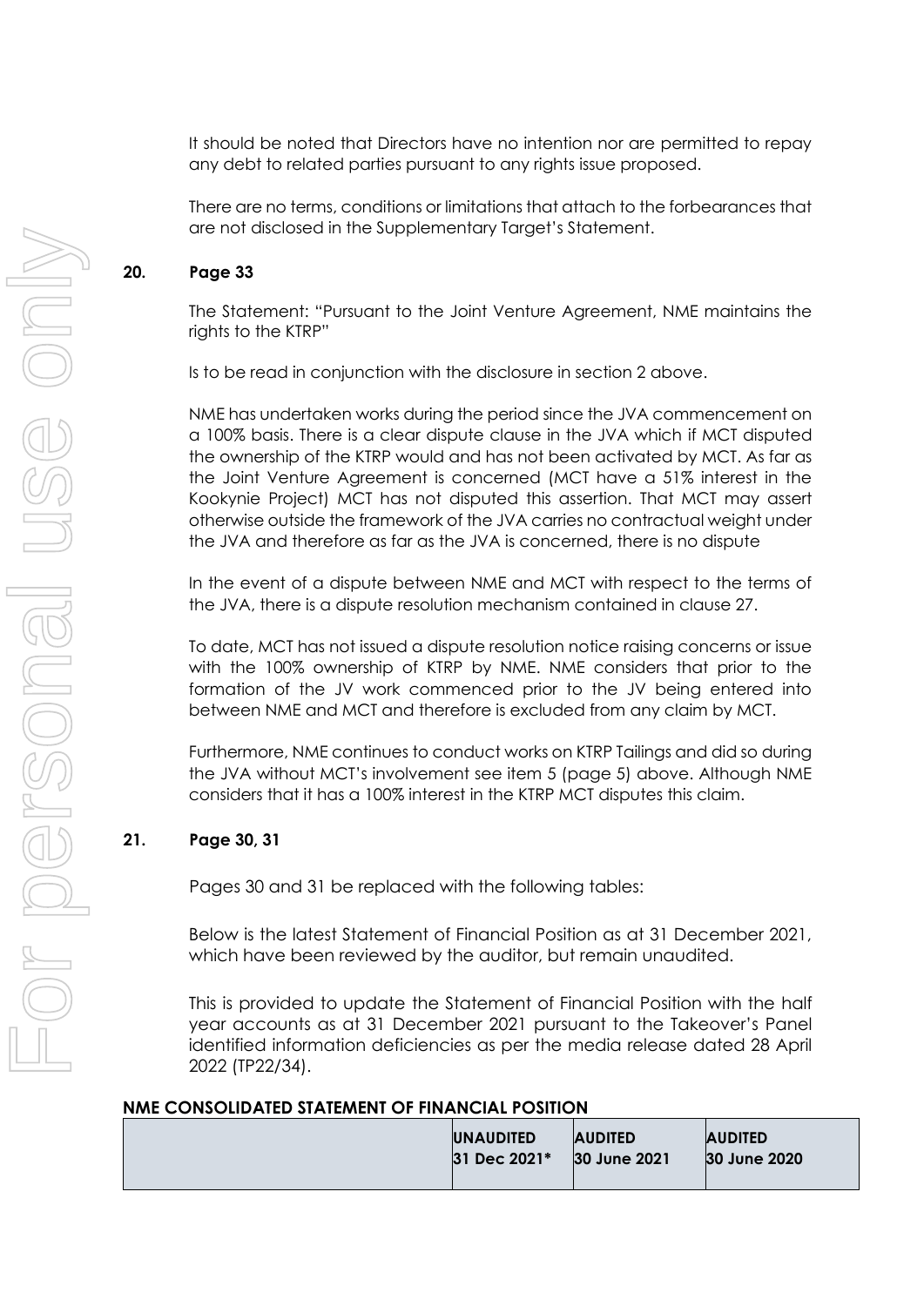It should be noted that Directors have no intention nor are permitted to repay any debt to related parties pursuant to any rights issue proposed.

There are no terms, conditions or limitations that attach to the forbearances that are not disclosed in the Supplementary Target's Statement.

**20. Page 33**

The Statement: "Pursuant to the Joint Venture Agreement, NME maintains the rights to the KTRP"

Is to be read in conjunction with the disclosure in section 2 above.

NME has undertaken works during the period since the JVA commencement on a 100% basis. There is a clear dispute clause in the JVA which if MCT disputed the ownership of the KTRP would and has not been activated by MCT. As far as the Joint Venture Agreement is concerned (MCT have a 51% interest in the Kookynie Project) MCT has not disputed this assertion. That MCT may assert otherwise outside the framework of the JVA carries no contractual weight under the JVA and therefore as far as the JVA is concerned, there is no dispute

In the event of a dispute between NME and MCT with respect to the terms of the JVA, there is a dispute resolution mechanism contained in clause 27.

To date, MCT has not issued a dispute resolution notice raising concerns or issue with the 100% ownership of KTRP by NME. NME considers that prior to the formation of the JV work commenced prior to the JV being entered into between NME and MCT and therefore is excluded from any claim by MCT.

Furthermore, NME continues to conduct works on KTRP Tailings and did so during the JVA without MCT's involvement see item 5 (page 5) above. Although NME considers that it has a 100% interest in the KTRP MCT disputes this claim.

**21. Page 30, 31**

Pages 30 and 31 be replaced with the following tables:

Below is the latest Statement of Financial Position as at 31 December 2021, which have been reviewed by the auditor, but remain unaudited.

This is provided to update the Statement of Financial Position with the half year accounts as at 31 December 2021 pursuant to the Takeover's Panel identified information deficiencies as per the media release dated 28 April 2022 (TP22/34).

**NME CONSOLIDATED STATEMENT OF FINANCIAL POSITION**

| | **UNAUDITED 31 Dec 2021*** | **AUDITED 30 June 2021** | **AUDITED 30 June 2020** |
|---|---|---|---|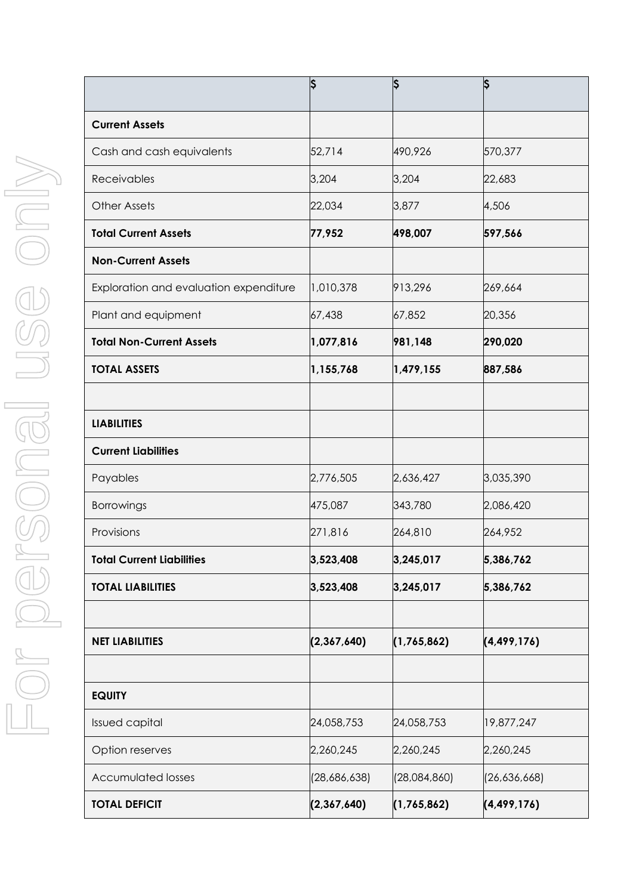| | $ | $ | $ |
|---|---|---|---|
| **Current Assets** | | | |
| Cash and cash equivalents | 52,714 | 490,926 | 570,377 |
| Receivables | 3,204 | 3,204 | 22,683 |
| Other Assets | 22,034 | 3,877 | 4,506 |
| **Total Current Assets** | **77,952** | **498,007** | **597,566** |
| **Non-Current Assets** | | | |
| Exploration and evaluation expenditure | 1,010,378 | 913,296 | 269,664 |
| Plant and equipment | 67,438 | 67,852 | 20,356 |
| **Total Non-Current Assets** | **1,077,816** | **981,148** | **290,020** |
| **TOTAL ASSETS** | **1,155,768** | **1,479,155** | **887,586** |
| | | | |
| **LIABILITIES** | | | |
| **Current Liabilities** | | | |
| Payables | 2,776,505 | 2,636,427 | 3,035,390 |
| Borrowings | 475,087 | 343,780 | 2,086,420 |
| Provisions | 271,816 | 264,810 | 264,952 |
| **Total Current Liabilities** | **3,523,408** | **3,245,017** | **5,386,762** |
| **TOTAL LIABILITIES** | **3,523,408** | **3,245,017** | **5,386,762** |
| | | | |
| **NET LIABILITIES** | **(2,367,640)** | **(1,765,862)** | **(4,499,176)** |
| | | | |
| **EQUITY** | | | |
| Issued capital | 24,058,753 | 24,058,753 | 19,877,247 |
| Option reserves | 2,260,245 | 2,260,245 | 2,260,245 |
| Accumulated losses | (28,686,638) | (28,084,860) | (26,636,668) |
| **TOTAL DEFICIT** | **(2,367,640)** | **(1,765,862)** | **(4,499,176)** |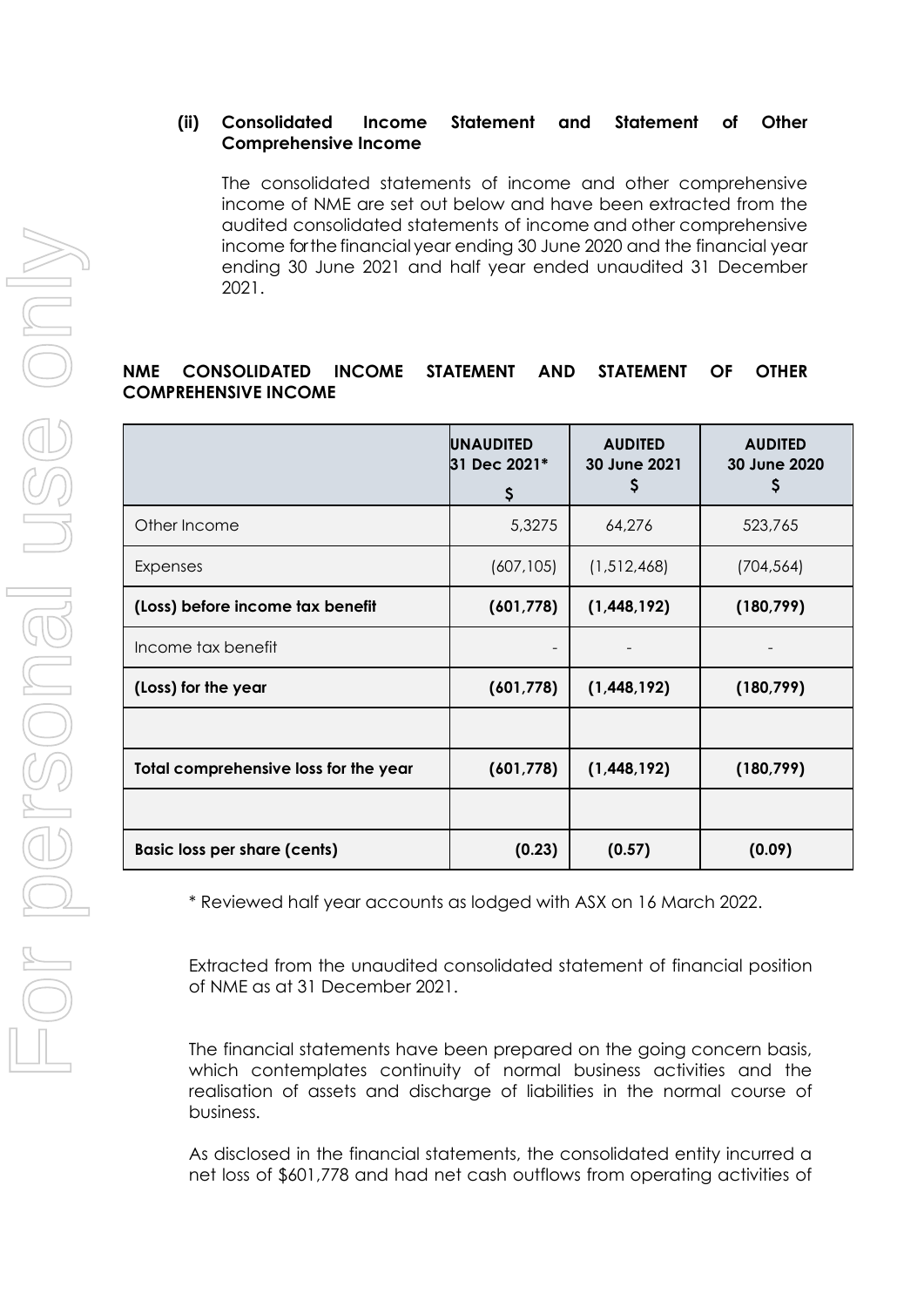**(ii) Consolidated Income Statement and Statement of Other Comprehensive Income**

The consolidated statements of income and other comprehensive income of NME are set out below and have been extracted from the audited consolidated statements of income and other comprehensive income for the financial year ending 30 June 2020 and the financial year ending 30 June 2021 and half year ended unaudited 31 December 2021.

**NME CONSOLIDATED INCOME STATEMENT AND STATEMENT OF OTHER COMPREHENSIVE INCOME**

| | **UNAUDITED 31 Dec 2021* $** | **AUDITED 30 June 2021 $** | **AUDITED 30 June 2020 $** |
|---|---|---|---|
| Other Income | 5,3275 | 64,276 | 523,765 |
| Expenses | (607,105) | (1,512,468) | (704,564) |
| **(Loss) before income tax benefit** | **(601,778)** | **(1,448,192)** | **(180,799)** |
| Income tax benefit | - | - | - |
| **(Loss) for the year** | **(601,778)** | **(1,448,192)** | **(180,799)** |
| | | | |
| **Total comprehensive loss for the year** | **(601,778)** | **(1,448,192)** | **(180,799)** |
| | | | |
| **Basic loss per share (cents)** | **(0.23)** | **(0.57)** | **(0.09)** |

* Reviewed half year accounts as lodged with ASX on 16 March 2022.

Extracted from the unaudited consolidated statement of financial position of NME as at 31 December 2021.

The financial statements have been prepared on the going concern basis, which contemplates continuity of normal business activities and the realisation of assets and discharge of liabilities in the normal course of business.

As disclosed in the financial statements, the consolidated entity incurred a net loss of $601,778 and had net cash outflows from operating activities of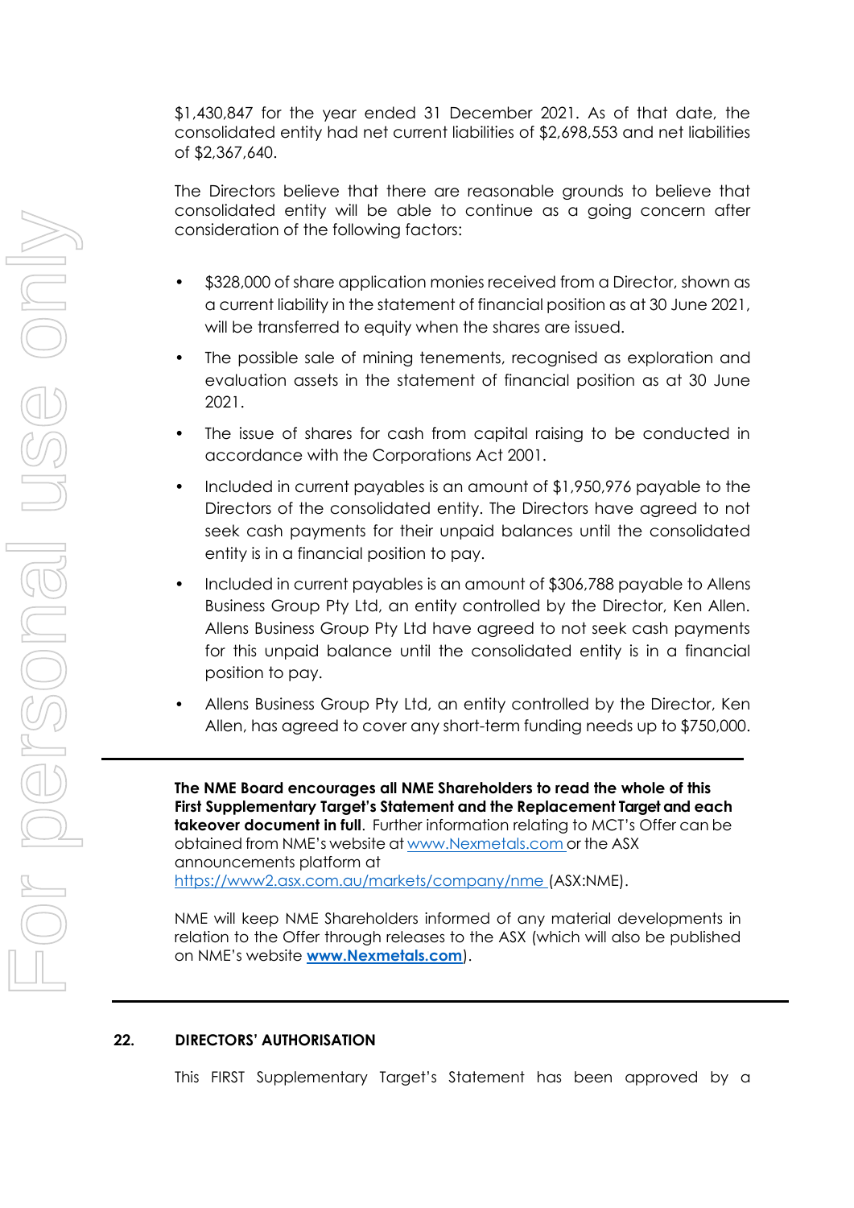$1,430,847 for the year ended 31 December 2021. As of that date, the consolidated entity had net current liabilities of $2,698,553 and net liabilities of $2,367,640.

The Directors believe that there are reasonable grounds to believe that consolidated entity will be able to continue as a going concern after consideration of the following factors:

- $328,000 of share application monies received from a Director, shown as a current liability in the statement of financial position as at 30 June 2021, will be transferred to equity when the shares are issued.
- The possible sale of mining tenements, recognised as exploration and evaluation assets in the statement of financial position as at 30 June 2021.
- The issue of shares for cash from capital raising to be conducted in accordance with the Corporations Act 2001.
- Included in current payables is an amount of $1,950,976 payable to the Directors of the consolidated entity. The Directors have agreed to not seek cash payments for their unpaid balances until the consolidated entity is in a financial position to pay.
- Included in current payables is an amount of $306,788 payable to Allens Business Group Pty Ltd, an entity controlled by the Director, Ken Allen. Allens Business Group Pty Ltd have agreed to not seek cash payments for this unpaid balance until the consolidated entity is in a financial position to pay.
- Allens Business Group Pty Ltd, an entity controlled by the Director, Ken Allen, has agreed to cover any short-term funding needs up to $750,000.

---

**The NME Board encourages all NME Shareholders to read the whole of this First Supplementary Target's Statement and the Replacement Target and each takeover document in full.** Further information relating to MCT's Offer can be obtained from NME's website at www.Nexmetals.com or the ASX announcements platform at https://www2.asx.com.au/markets/company/nme (ASX:NME).

NME will keep NME Shareholders informed of any material developments in relation to the Offer through releases to the ASX (which will also be published on NME's website **www.Nexmetals.com**).

---

## 22. DIRECTORS' AUTHORISATION

This FIRST Supplementary Target's Statement has been approved by a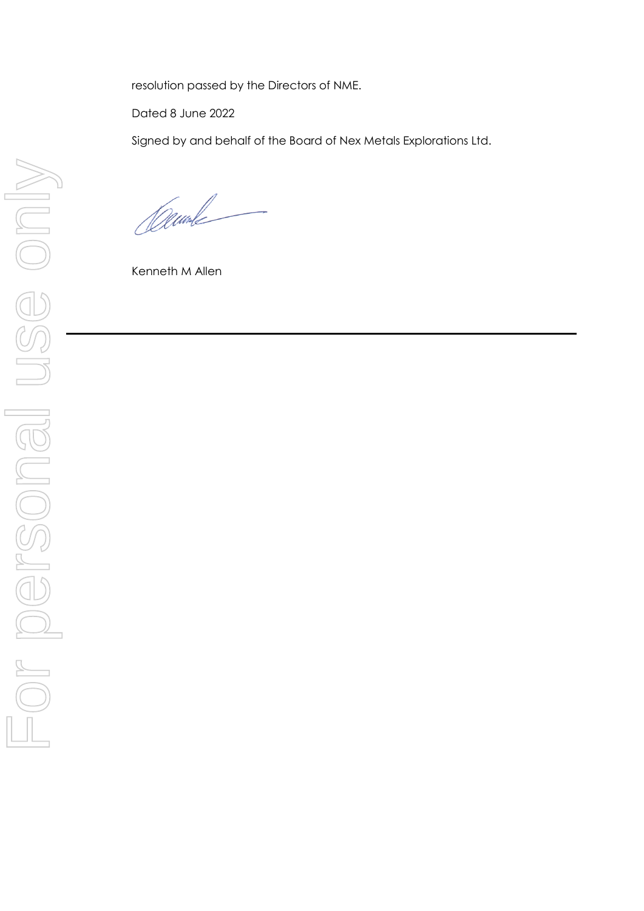resolution passed by the Directors of NME.

Dated 8 June 2022

Signed by and behalf of the Board of Nex Metals Explorations Ltd.

Kenneth M Allen

---